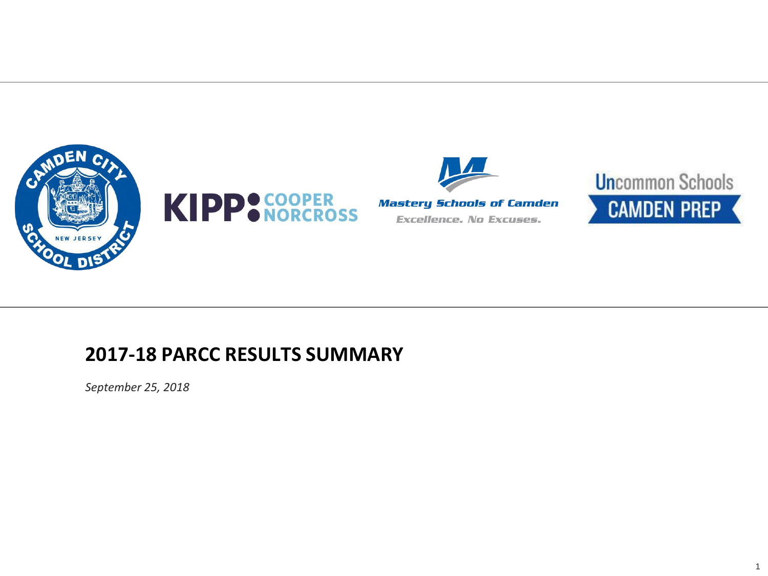# 2017-18 PARCC RESULTS SUMMARY

*September 25, 2018*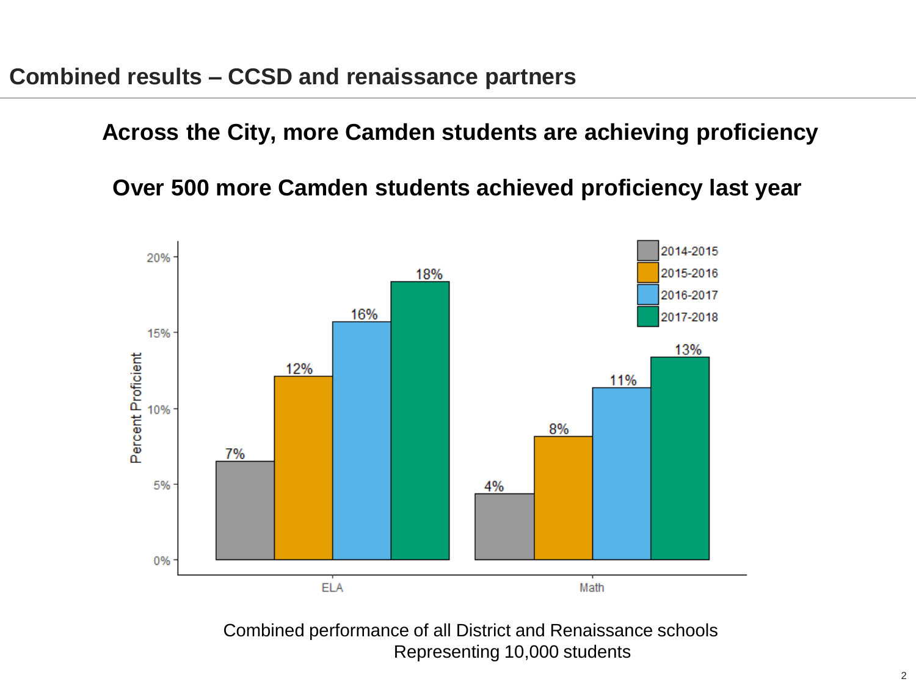## Combined results – CCSD and renaissance partners

**Across the City, more Camden students are achieving proficiency**

**Over 500 more Camden students achieved proficiency last year**

| Percent Proficient | 2014-2015 | 2015-2016 | 2016-2017 | 2017-2018 |
|---|---|---|---|---|
| ELA | 7% | 12% | 16% | 18% |
| Math | 4% | 8% | 11% | 13% |

Combined performance of all District and Renaissance schools
Representing 10,000 students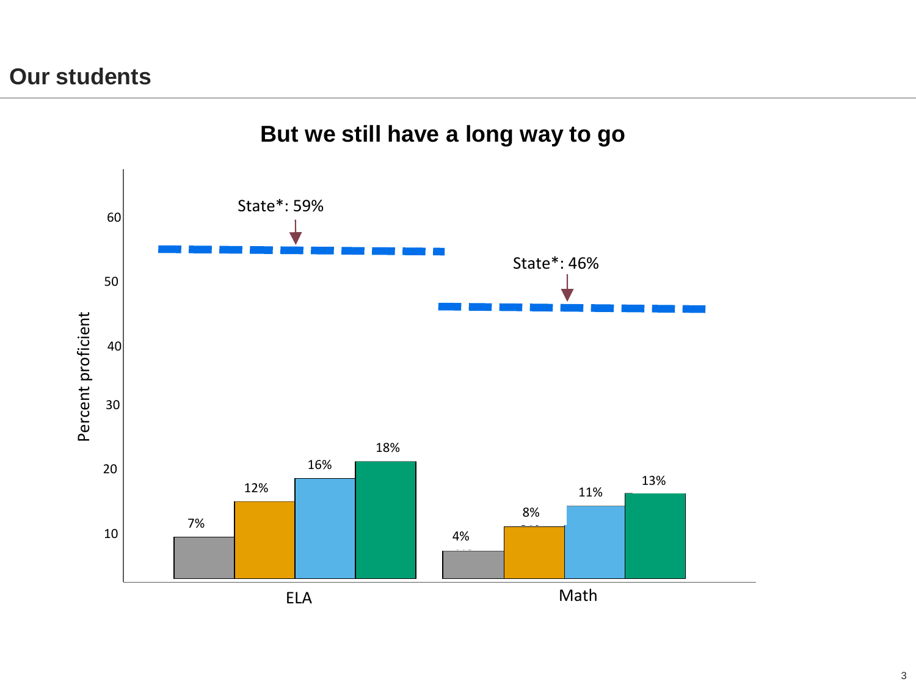# Our students

## But we still have a long way to go

Percent proficient

| | ELA | Math |
|---|---|---|
| | 7% | 4% |
| | 12% | 8% |
| | 16% | 11% |
| | 18% | 13% |
| State* | 59% | 46% |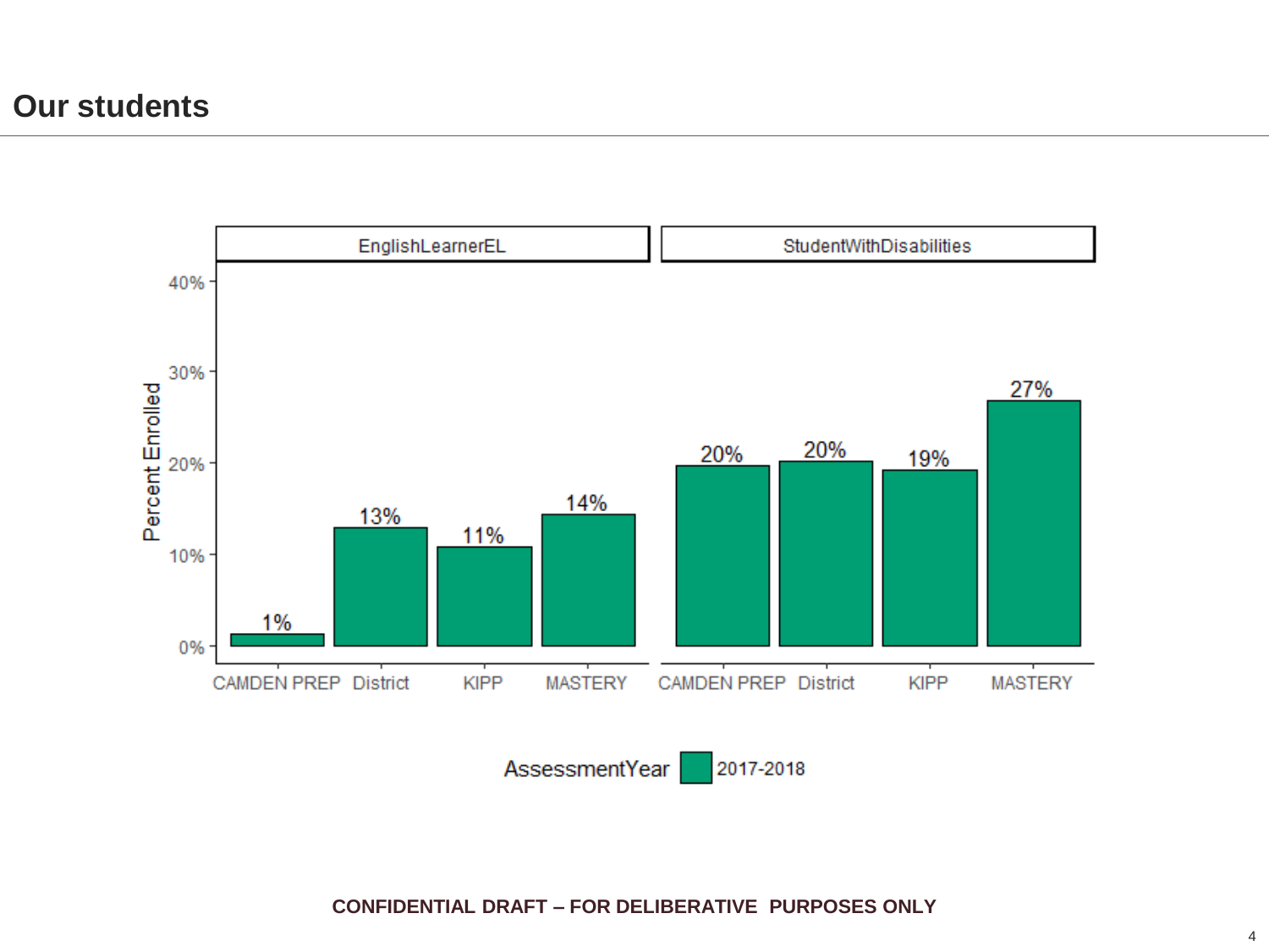# Our students

| AssessmentYear 2017-2018 | CAMDEN PREP | District | KIPP | MASTERY |
|---|---|---|---|---|
| EnglishLearnerEL | 1% | 13% | 11% | 14% |
| StudentWithDisabilities | 20% | 20% | 19% | 27% |

Percent Enrolled

**CONFIDENTIAL DRAFT – FOR DELIBERATIVE PURPOSES ONLY**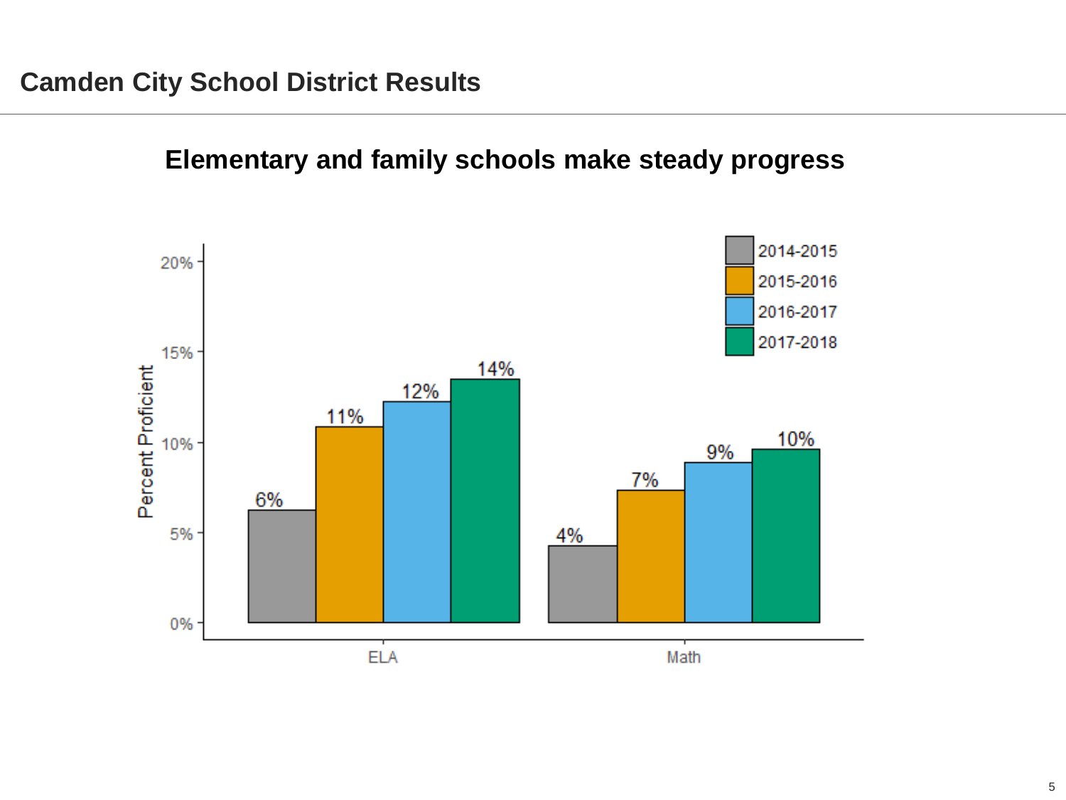# Camden City School District Results

## Elementary and family schools make steady progress

| Percent Proficient | 2014-2015 | 2015-2016 | 2016-2017 | 2017-2018 |
|---|---|---|---|---|
| ELA | 6% | 11% | 12% | 14% |
| Math | 4% | 7% | 9% | 10% |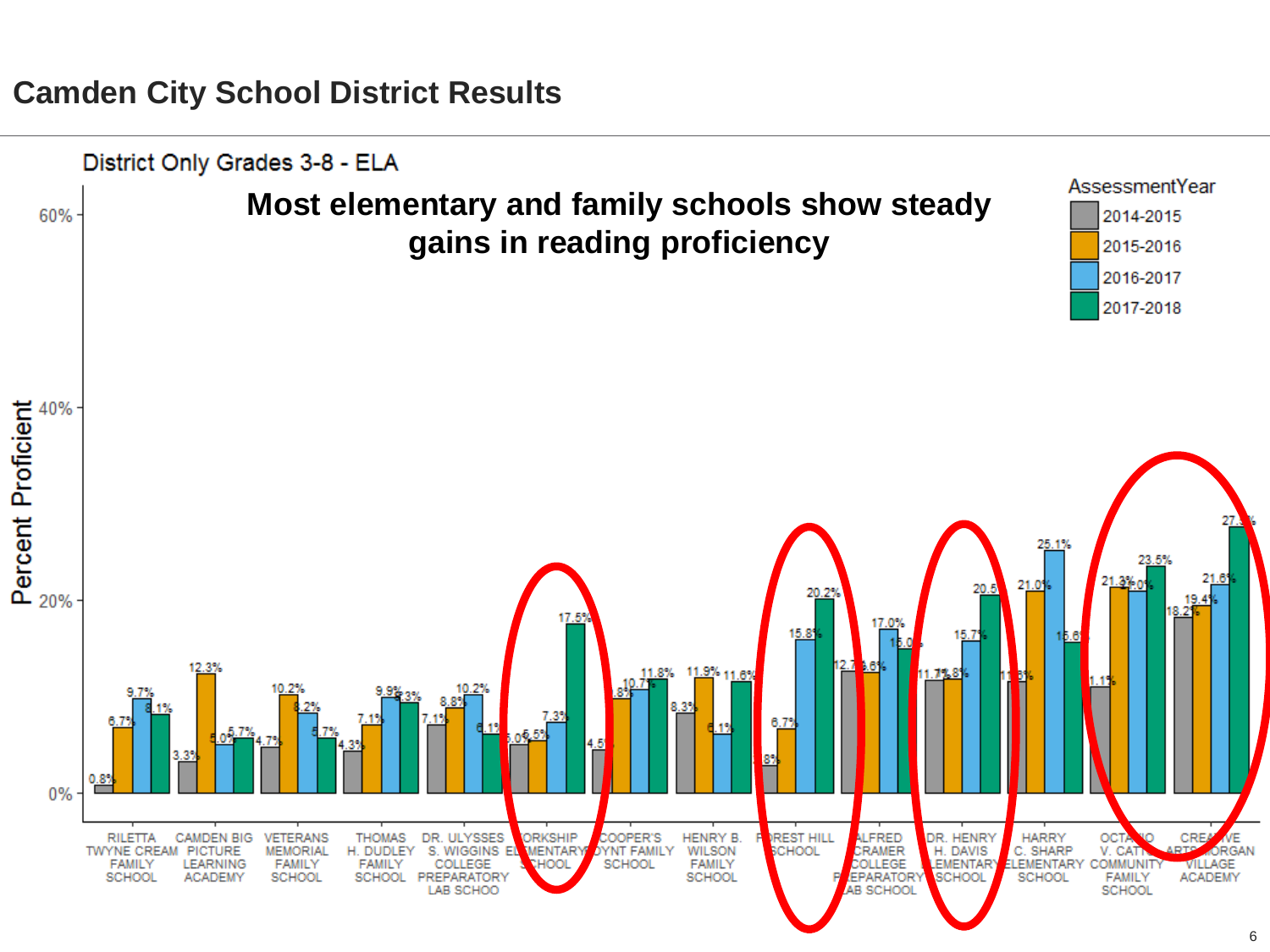## Camden City School District Results

District Only Grades 3-8 - ELA

**Most elementary and family schools show steady gains in reading proficiency**

| School | 2014-2015 | 2015-2016 | 2016-2017 | 2017-2018 |
|---|---|---|---|---|
| RILETTA TWYNE CREAM FAMILY SCHOOL | 0.8% | 6.7% | 9.7% | 8.1% |
| CAMDEN BIG PICTURE LEARNING ACADEMY | 3.3% | 12.3% | 5.0% | 5.7% |
| VETERANS MEMORIAL FAMILY SCHOOL | 4.7% | 10.2% | 8.2% | 5.7% |
| THOMAS H. DUDLEY FAMILY SCHOOL | 4.3% | 7.1% | 9.9% | 9.3% |
| DR. ULYSSES S. WIGGINS COLLEGE PREPARATORY LAB SCHOO | 7.1% | 8.8% | 10.2% | 6.1% |
| YORKSHIP ELEMENTARY SCHOOL | 5.0% | 5.5% | 7.3% | 17.5% |
| COOPER'S POYNT FAMILY SCHOOL | 4.5% | 9.8% | 10.7% | 11.8% |
| HENRY B. WILSON FAMILY SCHOOL | 8.3% | 11.9% | 6.1% | 11.6% |
| FOREST HILL SCHOOL | 2.8% | 6.7% | 15.8% | 20.2% |
| ALFRED CRAMER COLLEGE PREPARATORY LAB SCHOOL | 12.7% | 12.6% | 17.0% | 15.0% |
| DR. HENRY H. DAVIS ELEMENTARY SCHOOL | 11.7% | 11.8% | 15.7% | 20.5% |
| HARRY C. SHARP ELEMENTARY SCHOOL | 11.6% | 21.0% | 25.1% | 15.6% |
| OCTAVIO V. CATTO COMMUNITY FAMILY SCHOOL | 11.1% | 21.3% | 21.0% | 23.5% |
| CREATIVE ARTS MORGAN VILLAGE ACADEMY | 18.2% | 19.4% | 21.6% | 27.5% |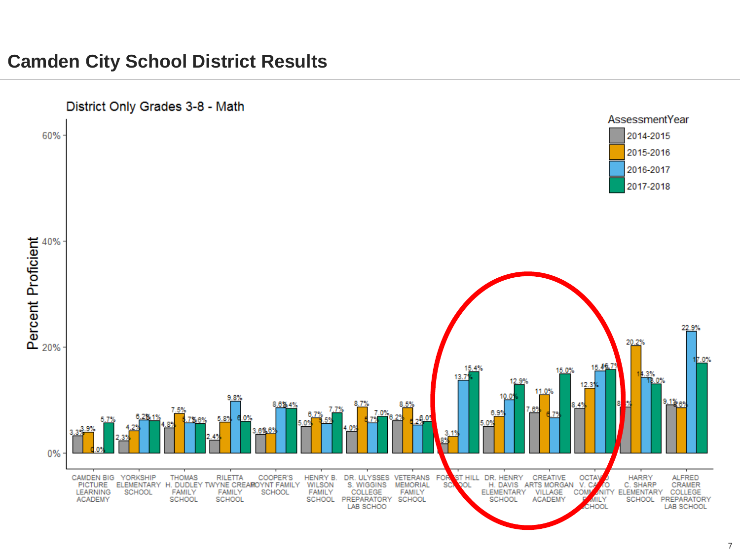# Camden City School District Results

District Only Grades 3-8 - Math

| School | 2014-2015 | 2015-2016 | 2016-2017 | 2017-2018 |
|---|---|---|---|---|
| CAMDEN BIG PICTURE LEARNING ACADEMY | 3.3% | 3.9% | 0.0% | 5.7% |
| YORKSHIP ELEMENTARY SCHOOL | 2.3% | 4.2% | 6.2% | 6.1% |
| THOMAS H. DUDLEY FAMILY SCHOOL | 4.8% | 7.5% | 5.7% | 5.6% |
| RILETTA TWYNE CREAM FAMILY SCHOOL | 2.4% | 5.8% | 9.8% | 6.0% |
| COOPER'S POYNT FAMILY SCHOOL | 3.6% | 3.6% | 8.6% | 8.4% |
| HENRY B. WILSON FAMILY SCHOOL | 5.0% | 6.7% | 5.5% | 7.7% |
| DR. ULYSSES S. WIGGINS COLLEGE PREPARATORY LAB SCHOO | 4.0% | 8.7% | 5.7% | 7.0% |
| VETERANS MEMORIAL FAMILY SCHOOL | 6.2% | 8.5% | 5.2% | 6.0% |
| FOREST HILL SCHOOL | 1.8% | 3.1% | 13.7% | 15.4% |
| DR. HENRY H. DAVIS ELEMENTARY SCHOOL | 5.0% | 6.9% | 10.0% | 12.9% |
| CREATIVE ARTS MORGAN VILLAGE ACADEMY | 7.6% | 11.0% | 6.7% | 15.0% |
| OCTAVIO V. CATTO COMMUNITY FAMILY SCHOOL | 8.4% | 12.3% | 15.4% | 15.7% |
| HARRY C. SHARP ELEMENTARY SCHOOL | 8.7% | 20.2% | 14.3% | 13.0% |
| ALFRED CRAMER COLLEGE PREPARATORY LAB SCHOOL | 9.1% | 8.6% | 22.9% | 17.0% |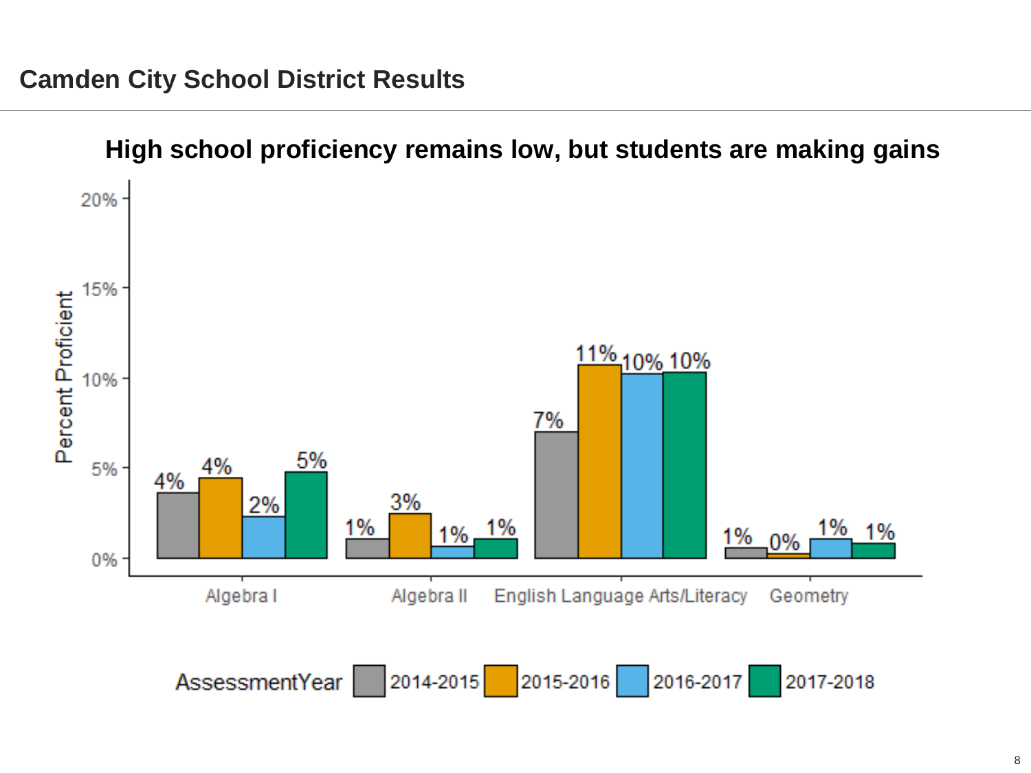## Camden City School District Results

### High school proficiency remains low, but students are making gains

| Subject | 2014-2015 | 2015-2016 | 2016-2017 | 2017-2018 |
|---|---|---|---|---|
| Algebra I | 4% | 4% | 2% | 5% |
| Algebra II | 1% | 3% | 1% | 1% |
| English Language Arts/Literacy | 7% | 11% | 10% | 10% |
| Geometry | 1% | 0% | 1% | 1% |

Percent Proficient by AssessmentYear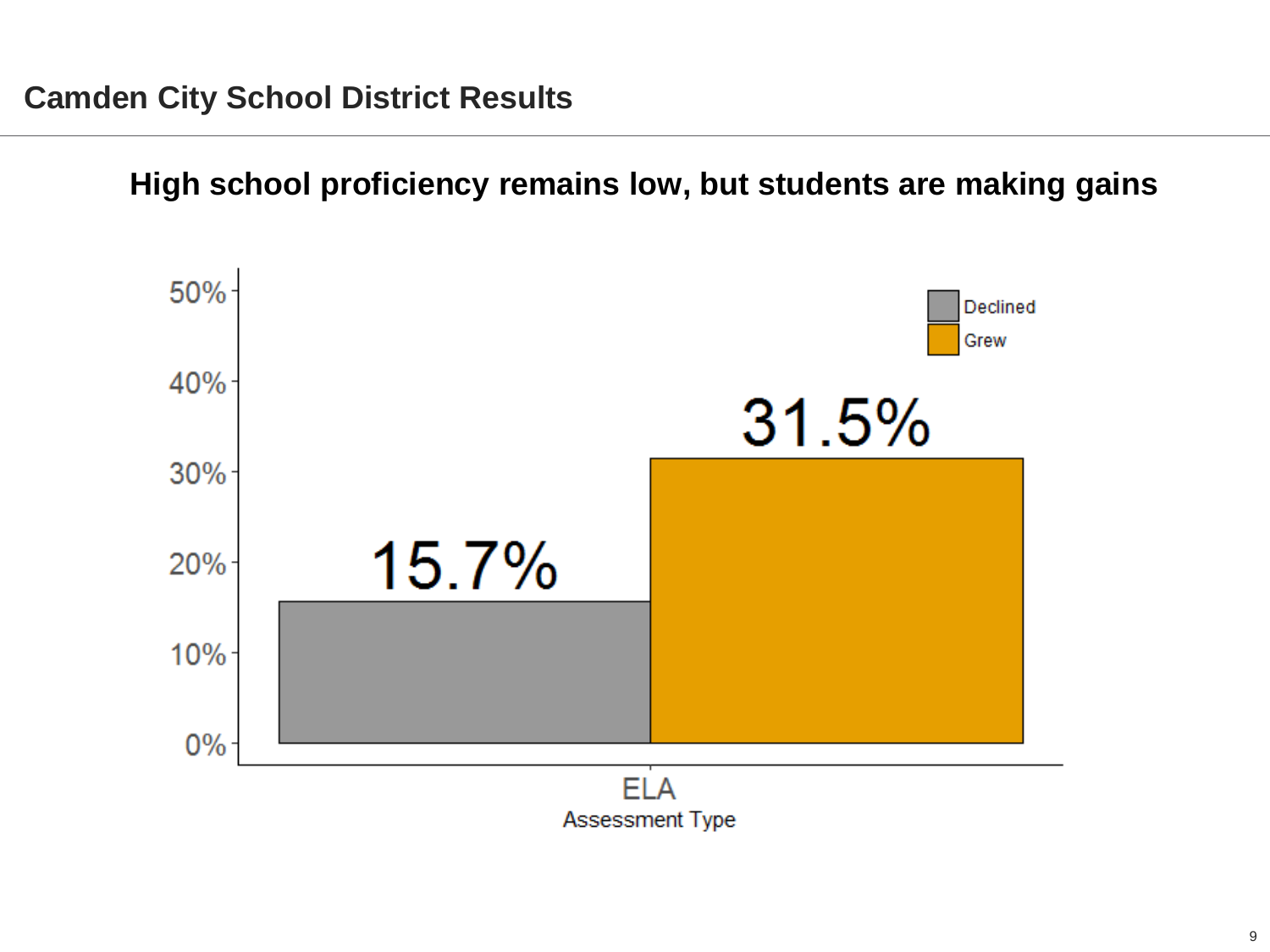## Camden City School District Results

### High school proficiency remains low, but students are making gains

| Assessment Type | Declined | Grew |
|---|---|---|
| ELA | 15.7% | 31.5% |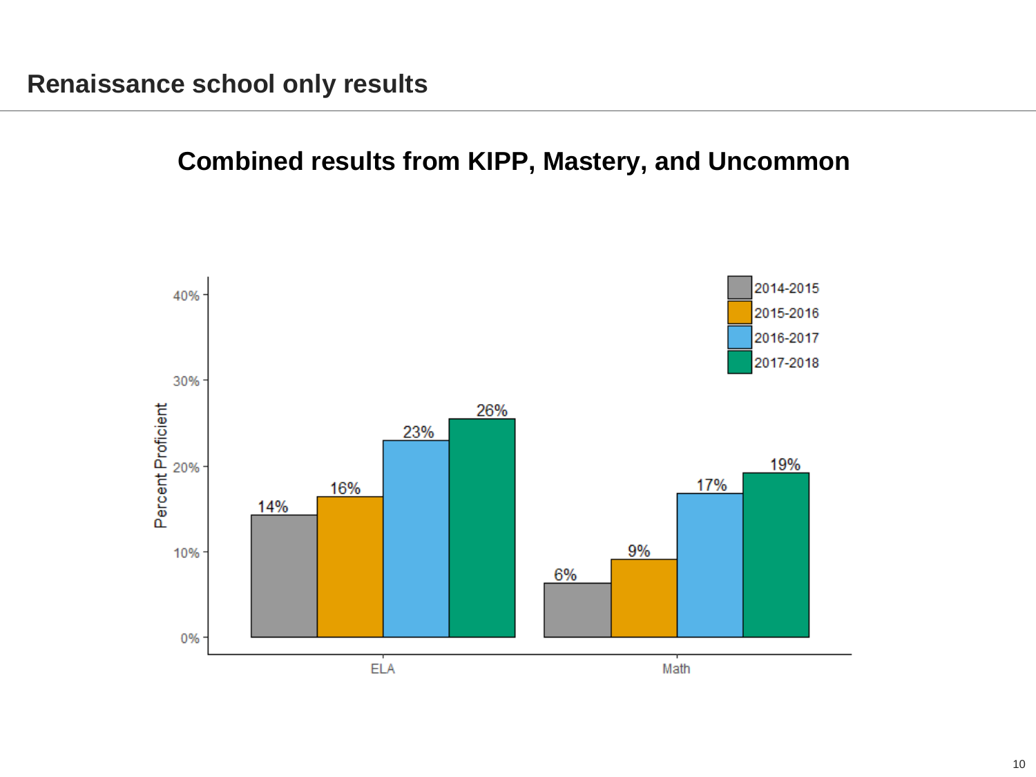# Renaissance school only results

## Combined results from KIPP, Mastery, and Uncommon

| Subject | 2014-2015 | 2015-2016 | 2016-2017 | 2017-2018 |
|---|---|---|---|---|
| ELA | 14% | 16% | 23% | 26% |
| Math | 6% | 9% | 17% | 19% |

Percent Proficient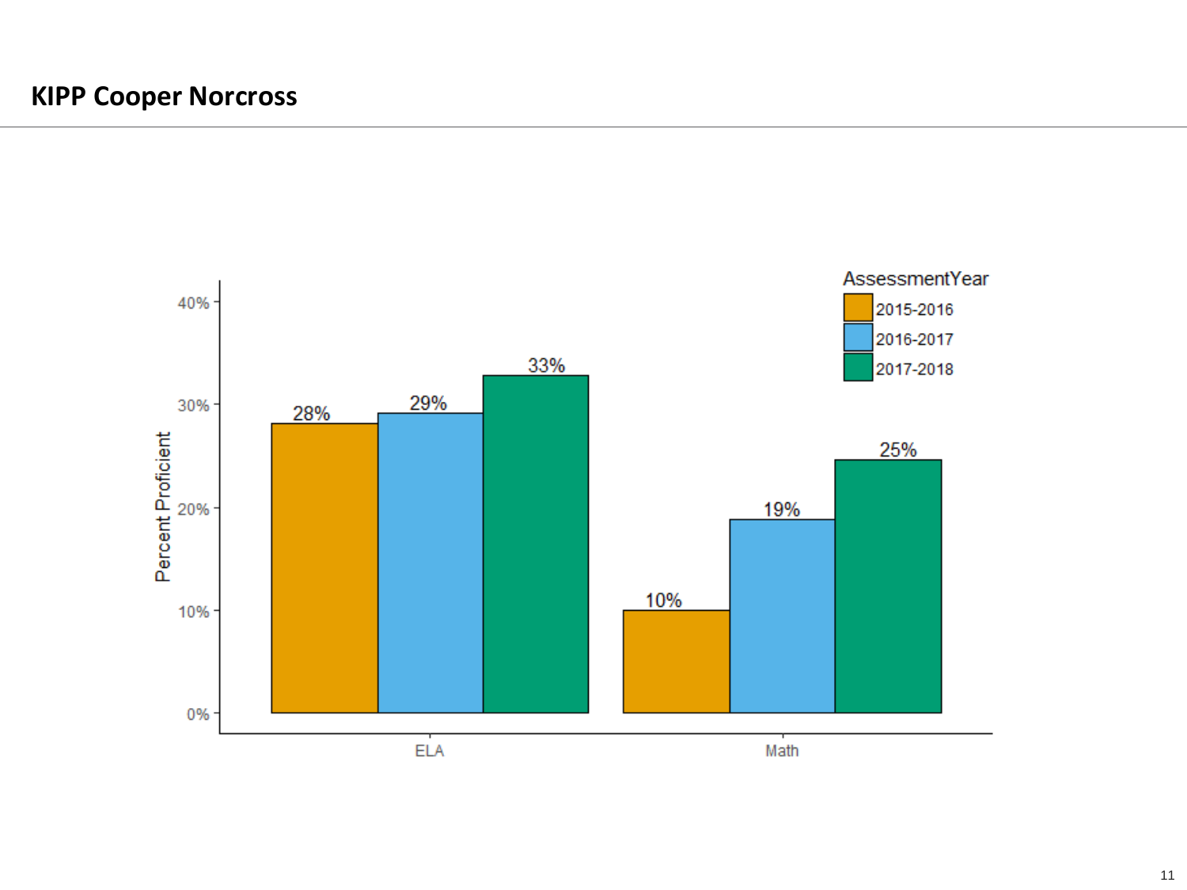# KIPP Cooper Norcross

| Subject | 2015-2016 | 2016-2017 | 2017-2018 |
|---|---|---|---|
| ELA | 28% | 29% | 33% |
| Math | 10% | 19% | 25% |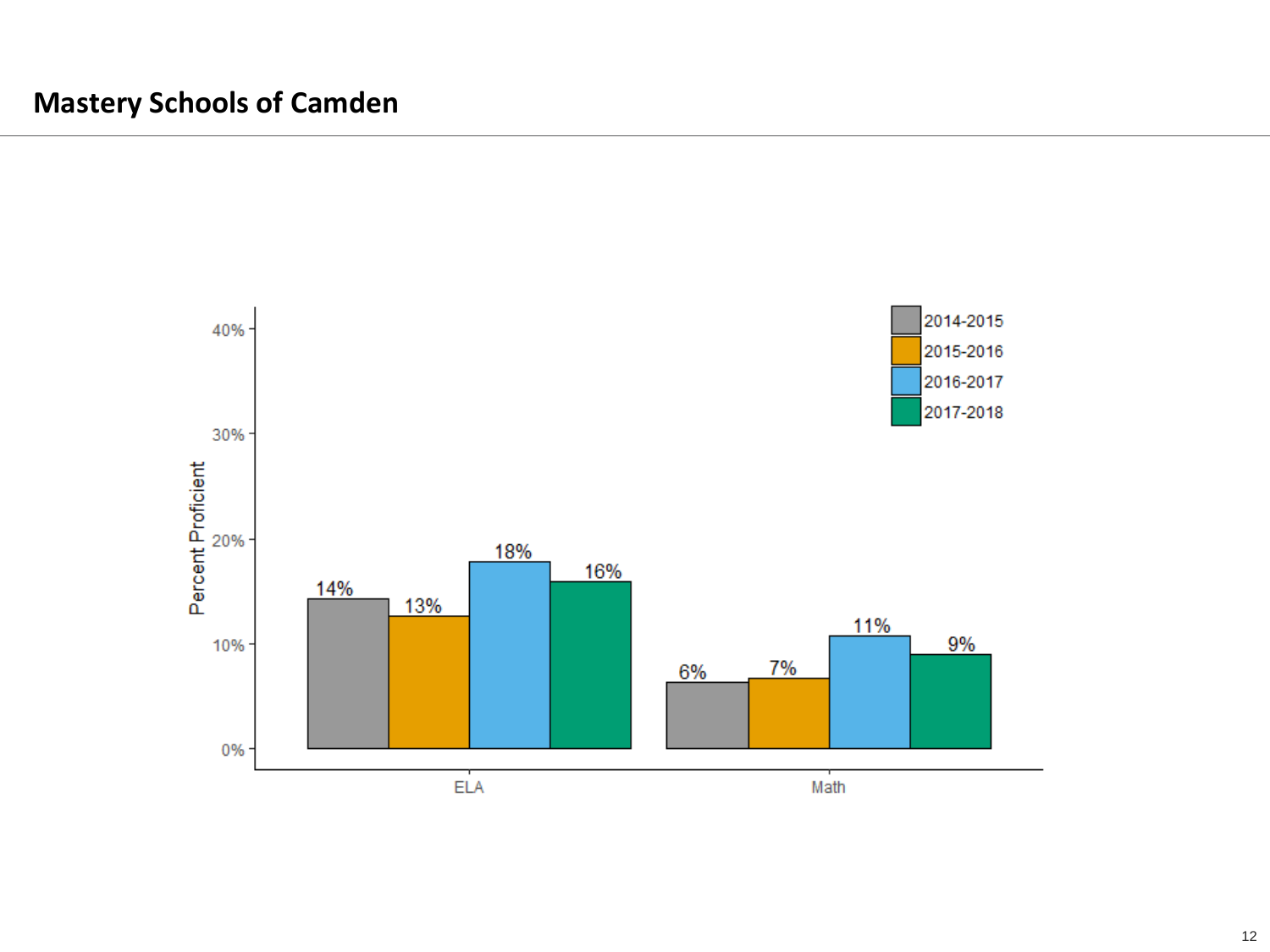## Mastery Schools of Camden

| Subject | 2014-2015 | 2015-2016 | 2016-2017 | 2017-2018 |
|---|---|---|---|---|
| ELA | 14% | 13% | 18% | 16% |
| Math | 6% | 7% | 11% | 9% |

Percent Proficient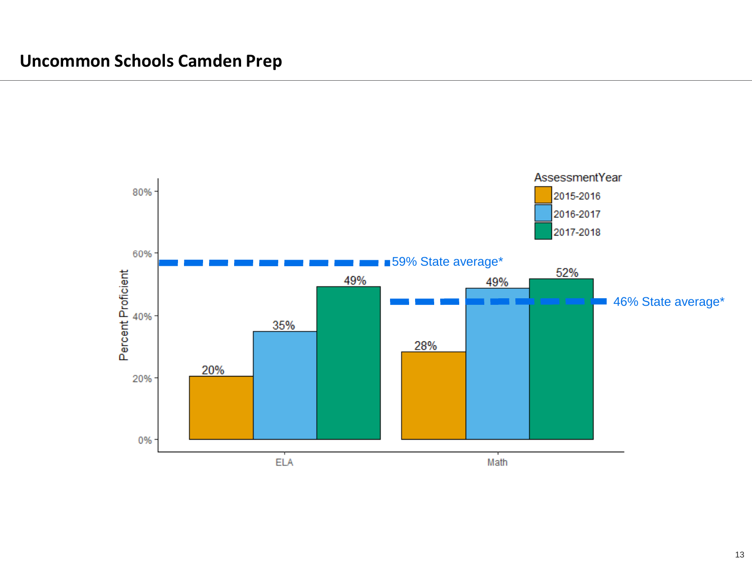# Uncommon Schools Camden Prep

AssessmentYear
2015-2016
2016-2017
2017-2018

Percent Proficient

80%
60%
40%
20%
0%

59% State average*
46% State average*

20%
35%
49%
28%
49%
52%

ELA
Math